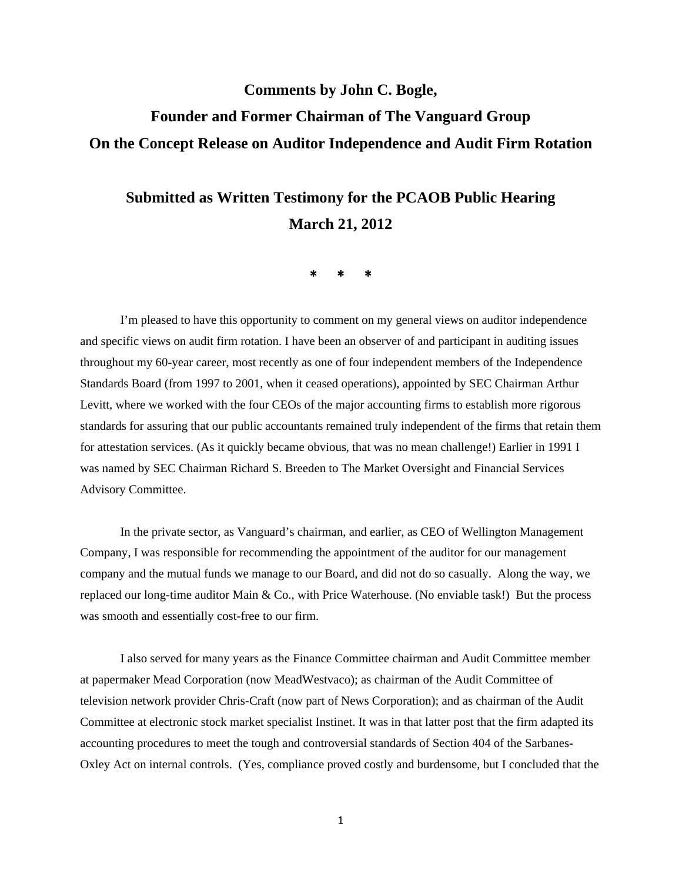# Comments by John C. Bogle,

# Founder and Former Chairman of The Vanguard Group

# On the Concept Release on Auditor Independence and Audit Firm Rotation

## Submitted as Written Testimony for the PCAOB Public Hearing

## March 21, 2012

\* \* \*

I'm pleased to have this opportunity to comment on my general views on auditor independence and specific views on audit firm rotation. I have been an observer of and participant in auditing issues throughout my 60-year career, most recently as one of four independent members of the Independence Standards Board (from 1997 to 2001, when it ceased operations), appointed by SEC Chairman Arthur Levitt, where we worked with the four CEOs of the major accounting firms to establish more rigorous standards for assuring that our public accountants remained truly independent of the firms that retain them for attestation services. (As it quickly became obvious, that was no mean challenge!) Earlier in 1991 I was named by SEC Chairman Richard S. Breeden to The Market Oversight and Financial Services Advisory Committee.

In the private sector, as Vanguard's chairman, and earlier, as CEO of Wellington Management Company, I was responsible for recommending the appointment of the auditor for our management company and the mutual funds we manage to our Board, and did not do so casually. Along the way, we replaced our long-time auditor Main & Co., with Price Waterhouse. (No enviable task!) But the process was smooth and essentially cost-free to our firm.

I also served for many years as the Finance Committee chairman and Audit Committee member at papermaker Mead Corporation (now MeadWestvaco); as chairman of the Audit Committee of television network provider Chris-Craft (now part of News Corporation); and as chairman of the Audit Committee at electronic stock market specialist Instinet. It was in that latter post that the firm adapted its accounting procedures to meet the tough and controversial standards of Section 404 of the Sarbanes-Oxley Act on internal controls. (Yes, compliance proved costly and burdensome, but I concluded that the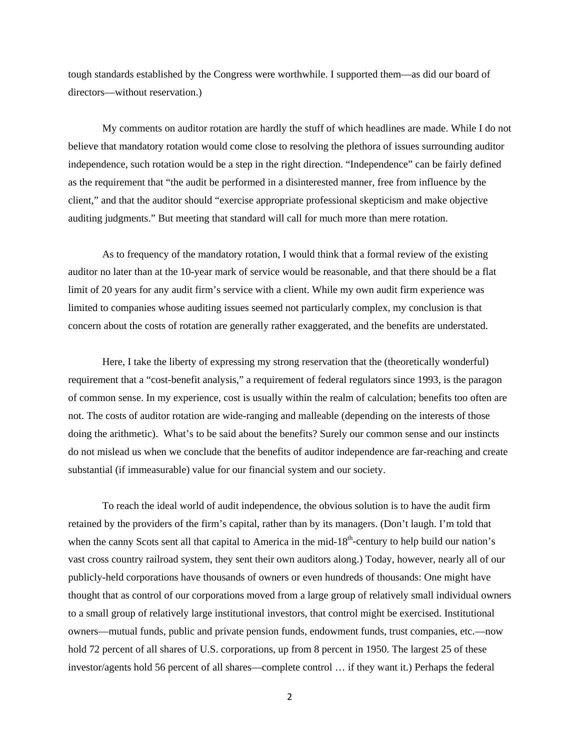tough standards established by the Congress were worthwhile. I supported them—as did our board of directors—without reservation.)

My comments on auditor rotation are hardly the stuff of which headlines are made. While I do not believe that mandatory rotation would come close to resolving the plethora of issues surrounding auditor independence, such rotation would be a step in the right direction. "Independence" can be fairly defined as the requirement that "the audit be performed in a disinterested manner, free from influence by the client," and that the auditor should "exercise appropriate professional skepticism and make objective auditing judgments." But meeting that standard will call for much more than mere rotation.

As to frequency of the mandatory rotation, I would think that a formal review of the existing auditor no later than at the 10-year mark of service would be reasonable, and that there should be a flat limit of 20 years for any audit firm's service with a client. While my own audit firm experience was limited to companies whose auditing issues seemed not particularly complex, my conclusion is that concern about the costs of rotation are generally rather exaggerated, and the benefits are understated.

Here, I take the liberty of expressing my strong reservation that the (theoretically wonderful) requirement that a "cost-benefit analysis," a requirement of federal regulators since 1993, is the paragon of common sense. In my experience, cost is usually within the realm of calculation; benefits too often are not. The costs of auditor rotation are wide-ranging and malleable (depending on the interests of those doing the arithmetic). What's to be said about the benefits? Surely our common sense and our instincts do not mislead us when we conclude that the benefits of auditor independence are far-reaching and create substantial (if immeasurable) value for our financial system and our society.

To reach the ideal world of audit independence, the obvious solution is to have the audit firm retained by the providers of the firm's capital, rather than by its managers. (Don't laugh. I'm told that when the canny Scots sent all that capital to America in the mid-18th-century to help build our nation's vast cross country railroad system, they sent their own auditors along.) Today, however, nearly all of our publicly-held corporations have thousands of owners or even hundreds of thousands: One might have thought that as control of our corporations moved from a large group of relatively small individual owners to a small group of relatively large institutional investors, that control might be exercised. Institutional owners—mutual funds, public and private pension funds, endowment funds, trust companies, etc.—now hold 72 percent of all shares of U.S. corporations, up from 8 percent in 1950. The largest 25 of these investor/agents hold 56 percent of all shares—complete control … if they want it.) Perhaps the federal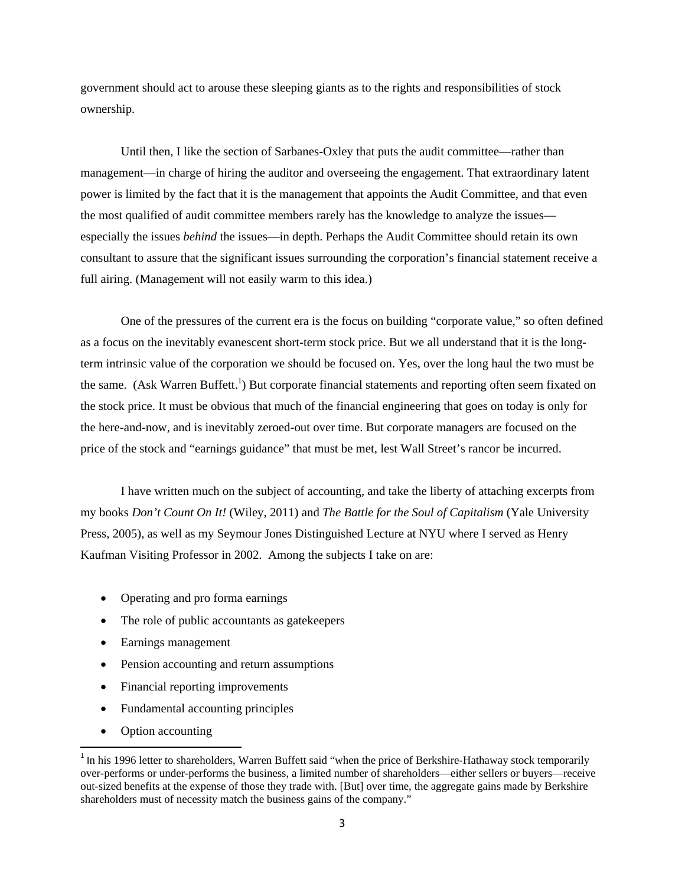government should act to arouse these sleeping giants as to the rights and responsibilities of stock ownership.

Until then, I like the section of Sarbanes-Oxley that puts the audit committee—rather than management—in charge of hiring the auditor and overseeing the engagement. That extraordinary latent power is limited by the fact that it is the management that appoints the Audit Committee, and that even the most qualified of audit committee members rarely has the knowledge to analyze the issues—especially the issues *behind* the issues—in depth. Perhaps the Audit Committee should retain its own consultant to assure that the significant issues surrounding the corporation's financial statement receive a full airing. (Management will not easily warm to this idea.)

One of the pressures of the current era is the focus on building "corporate value," so often defined as a focus on the inevitably evanescent short-term stock price. But we all understand that it is the long-term intrinsic value of the corporation we should be focused on. Yes, over the long haul the two must be the same. (Ask Warren Buffett.[1]) But corporate financial statements and reporting often seem fixated on the stock price. It must be obvious that much of the financial engineering that goes on today is only for the here-and-now, and is inevitably zeroed-out over time. But corporate managers are focused on the price of the stock and "earnings guidance" that must be met, lest Wall Street's rancor be incurred.

I have written much on the subject of accounting, and take the liberty of attaching excerpts from my books *Don't Count On It!* (Wiley, 2011) and *The Battle for the Soul of Capitalism* (Yale University Press, 2005), as well as my Seymour Jones Distinguished Lecture at NYU where I served as Henry Kaufman Visiting Professor in 2002. Among the subjects I take on are:

- Operating and pro forma earnings
- The role of public accountants as gatekeepers
- Earnings management
- Pension accounting and return assumptions
- Financial reporting improvements
- Fundamental accounting principles
- Option accounting

[1] In his 1996 letter to shareholders, Warren Buffett said "when the price of Berkshire-Hathaway stock temporarily over-performs or under-performs the business, a limited number of shareholders—either sellers or buyers—receive out-sized benefits at the expense of those they trade with. [But] over time, the aggregate gains made by Berkshire shareholders must of necessity match the business gains of the company."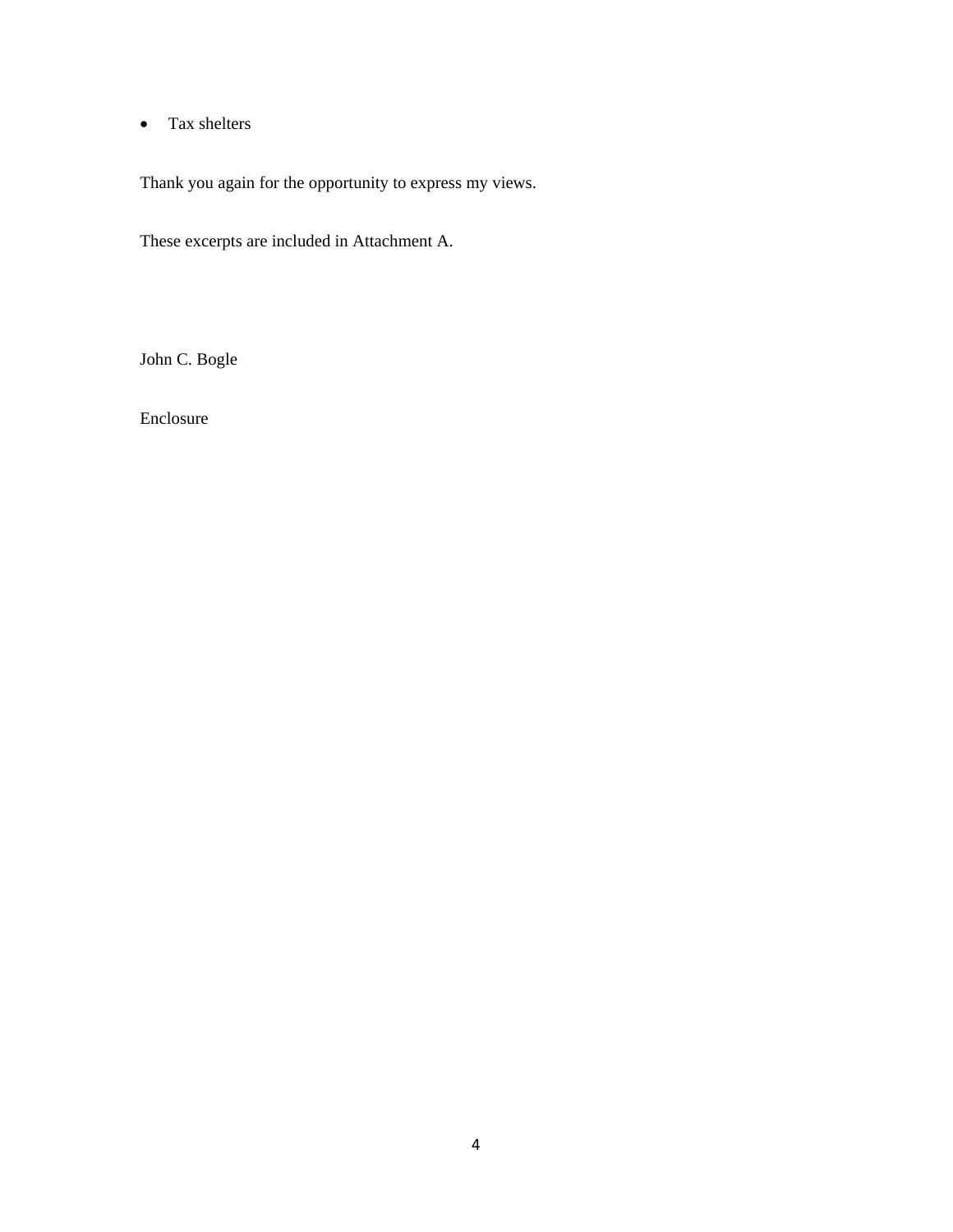- Tax shelters

Thank you again for the opportunity to express my views.

These excerpts are included in Attachment A.

John C. Bogle

Enclosure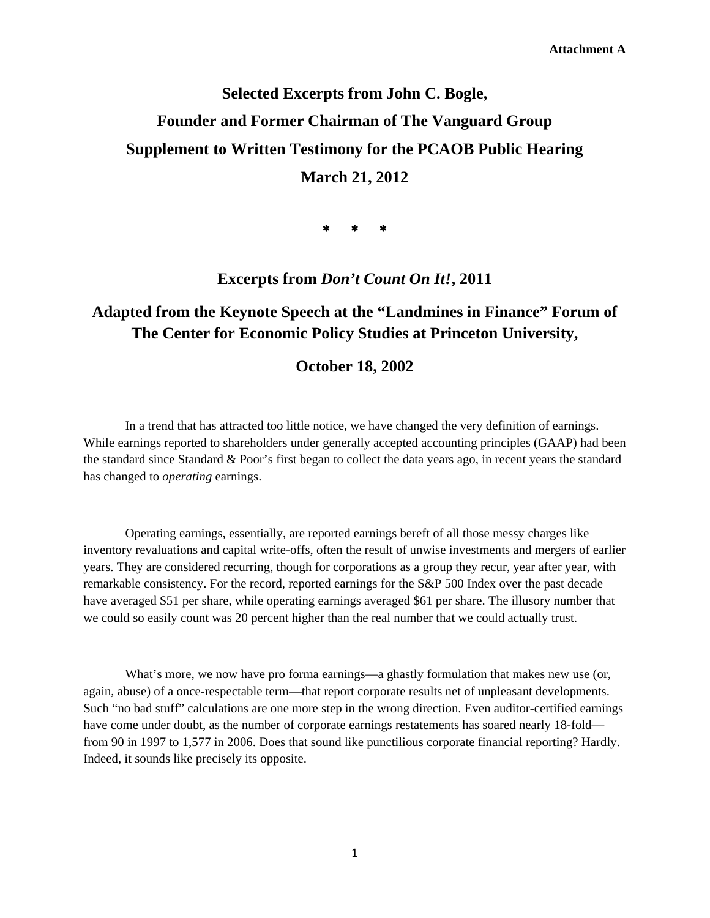Attachment A

# Selected Excerpts from John C. Bogle,

# Founder and Former Chairman of The Vanguard Group

# Supplement to Written Testimony for the PCAOB Public Hearing

# March 21, 2012

\* \* \*

## Excerpts from *Don't Count On It!*, 2011

## Adapted from the Keynote Speech at the "Landmines in Finance" Forum of The Center for Economic Policy Studies at Princeton University,

## October 18, 2002

In a trend that has attracted too little notice, we have changed the very definition of earnings. While earnings reported to shareholders under generally accepted accounting principles (GAAP) had been the standard since Standard & Poor's first began to collect the data years ago, in recent years the standard has changed to *operating* earnings.

Operating earnings, essentially, are reported earnings bereft of all those messy charges like inventory revaluations and capital write-offs, often the result of unwise investments and mergers of earlier years. They are considered recurring, though for corporations as a group they recur, year after year, with remarkable consistency. For the record, reported earnings for the S&P 500 Index over the past decade have averaged $51 per share, while operating earnings averaged $61 per share. The illusory number that we could so easily count was 20 percent higher than the real number that we could actually trust.

What's more, we now have pro forma earnings—a ghastly formulation that makes new use (or, again, abuse) of a once-respectable term—that report corporate results net of unpleasant developments. Such "no bad stuff" calculations are one more step in the wrong direction. Even auditor-certified earnings have come under doubt, as the number of corporate earnings restatements has soared nearly 18-fold—from 90 in 1997 to 1,577 in 2006. Does that sound like punctilious corporate financial reporting? Hardly. Indeed, it sounds like precisely its opposite.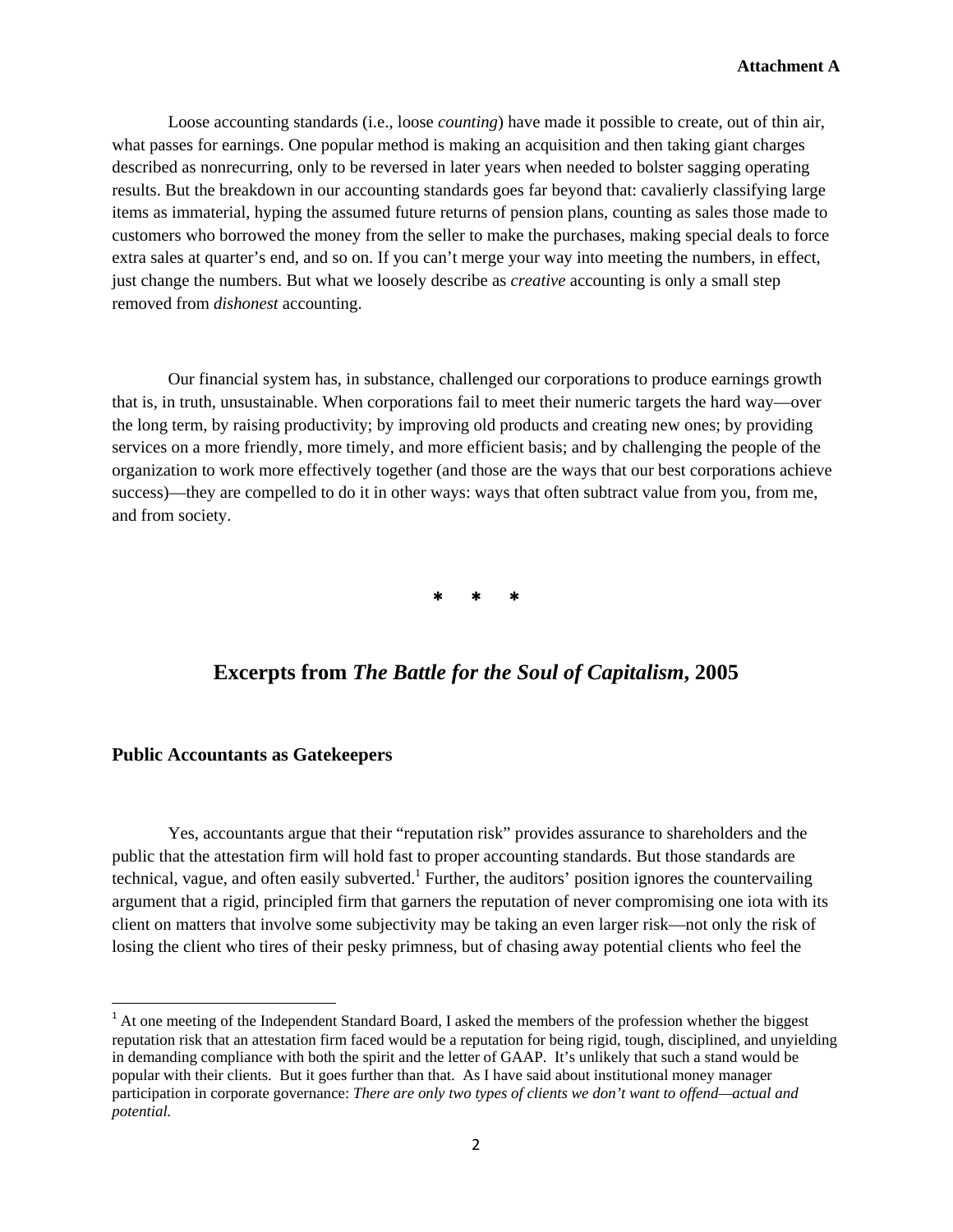Loose accounting standards (i.e., loose *counting*) have made it possible to create, out of thin air, what passes for earnings. One popular method is making an acquisition and then taking giant charges described as nonrecurring, only to be reversed in later years when needed to bolster sagging operating results. But the breakdown in our accounting standards goes far beyond that: cavalierly classifying large items as immaterial, hyping the assumed future returns of pension plans, counting as sales those made to customers who borrowed the money from the seller to make the purchases, making special deals to force extra sales at quarter's end, and so on. If you can't merge your way into meeting the numbers, in effect, just change the numbers. But what we loosely describe as *creative* accounting is only a small step removed from *dishonest* accounting.

Our financial system has, in substance, challenged our corporations to produce earnings growth that is, in truth, unsustainable. When corporations fail to meet their numeric targets the hard way—over the long term, by raising productivity; by improving old products and creating new ones; by providing services on a more friendly, more timely, and more efficient basis; and by challenging the people of the organization to work more effectively together (and those are the ways that our best corporations achieve success)—they are compelled to do it in other ways: ways that often subtract value from you, from me, and from society.

\* \* \*

## Excerpts from *The Battle for the Soul of Capitalism*, 2005

### Public Accountants as Gatekeepers

Yes, accountants argue that their "reputation risk" provides assurance to shareholders and the public that the attestation firm will hold fast to proper accounting standards. But those standards are technical, vague, and often easily subverted.[1] Further, the auditors' position ignores the countervailing argument that a rigid, principled firm that garners the reputation of never compromising one iota with its client on matters that involve some subjectivity may be taking an even larger risk—not only the risk of losing the client who tires of their pesky primness, but of chasing away potential clients who feel the

[1] At one meeting of the Independent Standard Board, I asked the members of the profession whether the biggest reputation risk that an attestation firm faced would be a reputation for being rigid, tough, disciplined, and unyielding in demanding compliance with both the spirit and the letter of GAAP. It's unlikely that such a stand would be popular with their clients. But it goes further than that. As I have said about institutional money manager participation in corporate governance: *There are only two types of clients we don't want to offend—actual and potential.*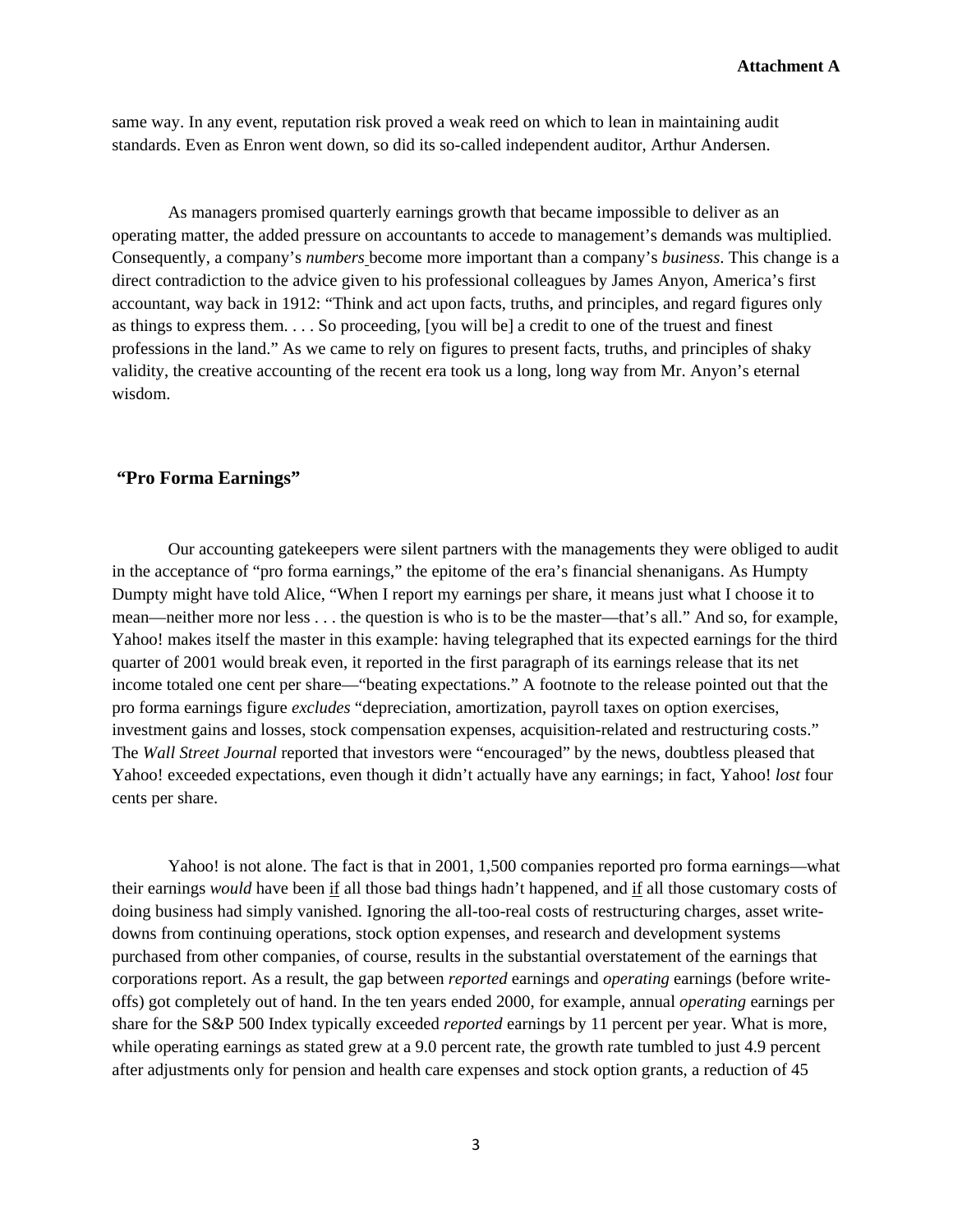same way. In any event, reputation risk proved a weak reed on which to lean in maintaining audit standards. Even as Enron went down, so did its so-called independent auditor, Arthur Andersen.

As managers promised quarterly earnings growth that became impossible to deliver as an operating matter, the added pressure on accountants to accede to management's demands was multiplied. Consequently, a company's *numbers* become more important than a company's *business*. This change is a direct contradiction to the advice given to his professional colleagues by James Anyon, America's first accountant, way back in 1912: "Think and act upon facts, truths, and principles, and regard figures only as things to express them. . . . So proceeding, [you will be] a credit to one of the truest and finest professions in the land." As we came to rely on figures to present facts, truths, and principles of shaky validity, the creative accounting of the recent era took us a long, long way from Mr. Anyon's eternal wisdom.

## "Pro Forma Earnings"

Our accounting gatekeepers were silent partners with the managements they were obliged to audit in the acceptance of "pro forma earnings," the epitome of the era's financial shenanigans. As Humpty Dumpty might have told Alice, "When I report my earnings per share, it means just what I choose it to mean—neither more nor less . . . the question is who is to be the master—that's all." And so, for example, Yahoo! makes itself the master in this example: having telegraphed that its expected earnings for the third quarter of 2001 would break even, it reported in the first paragraph of its earnings release that its net income totaled one cent per share—"beating expectations." A footnote to the release pointed out that the pro forma earnings figure *excludes* "depreciation, amortization, payroll taxes on option exercises, investment gains and losses, stock compensation expenses, acquisition-related and restructuring costs." The *Wall Street Journal* reported that investors were "encouraged" by the news, doubtless pleased that Yahoo! exceeded expectations, even though it didn't actually have any earnings; in fact, Yahoo! *lost* four cents per share.

Yahoo! is not alone. The fact is that in 2001, 1,500 companies reported pro forma earnings—what their earnings *would* have been if all those bad things hadn't happened, and if all those customary costs of doing business had simply vanished. Ignoring the all-too-real costs of restructuring charges, asset write-downs from continuing operations, stock option expenses, and research and development systems purchased from other companies, of course, results in the substantial overstatement of the earnings that corporations report. As a result, the gap between *reported* earnings and *operating* earnings (before write-offs) got completely out of hand. In the ten years ended 2000, for example, annual *operating* earnings per share for the S&P 500 Index typically exceeded *reported* earnings by 11 percent per year. What is more, while operating earnings as stated grew at a 9.0 percent rate, the growth rate tumbled to just 4.9 percent after adjustments only for pension and health care expenses and stock option grants, a reduction of 45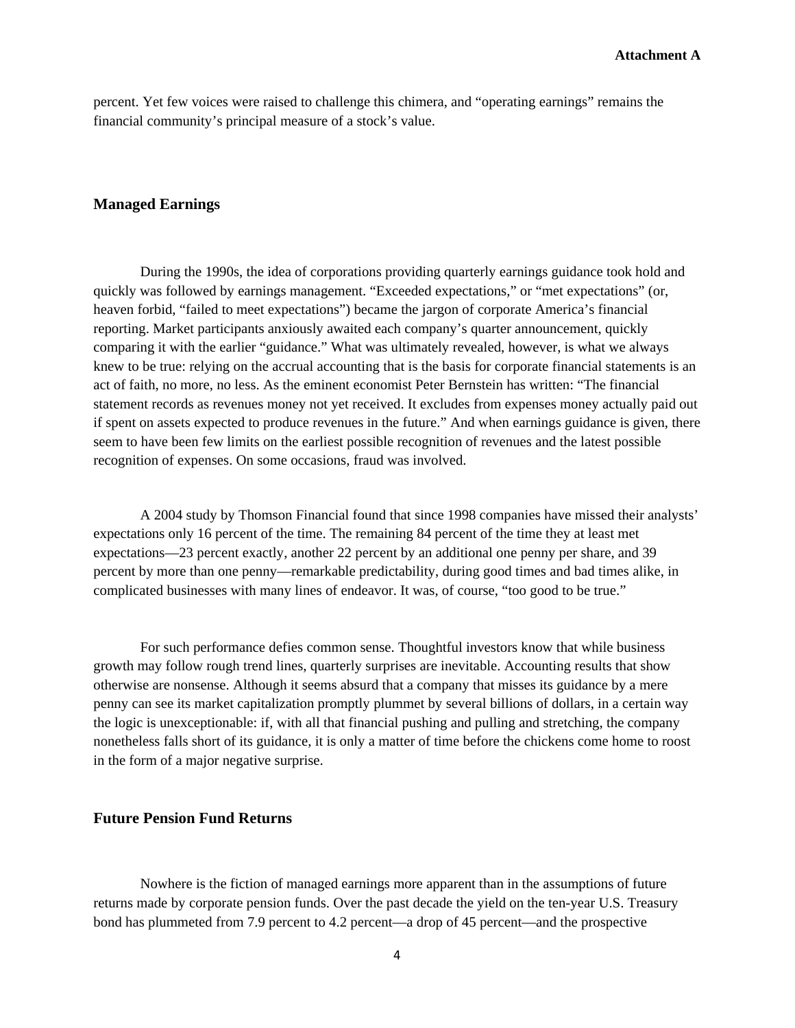percent. Yet few voices were raised to challenge this chimera, and "operating earnings" remains the financial community's principal measure of a stock's value.

## Managed Earnings

During the 1990s, the idea of corporations providing quarterly earnings guidance took hold and quickly was followed by earnings management. "Exceeded expectations," or "met expectations" (or, heaven forbid, "failed to meet expectations") became the jargon of corporate America's financial reporting. Market participants anxiously awaited each company's quarter announcement, quickly comparing it with the earlier "guidance." What was ultimately revealed, however, is what we always knew to be true: relying on the accrual accounting that is the basis for corporate financial statements is an act of faith, no more, no less. As the eminent economist Peter Bernstein has written: "The financial statement records as revenues money not yet received. It excludes from expenses money actually paid out if spent on assets expected to produce revenues in the future." And when earnings guidance is given, there seem to have been few limits on the earliest possible recognition of revenues and the latest possible recognition of expenses. On some occasions, fraud was involved.

A 2004 study by Thomson Financial found that since 1998 companies have missed their analysts' expectations only 16 percent of the time. The remaining 84 percent of the time they at least met expectations—23 percent exactly, another 22 percent by an additional one penny per share, and 39 percent by more than one penny—remarkable predictability, during good times and bad times alike, in complicated businesses with many lines of endeavor. It was, of course, "too good to be true."

For such performance defies common sense. Thoughtful investors know that while business growth may follow rough trend lines, quarterly surprises are inevitable. Accounting results that show otherwise are nonsense. Although it seems absurd that a company that misses its guidance by a mere penny can see its market capitalization promptly plummet by several billions of dollars, in a certain way the logic is unexceptionable: if, with all that financial pushing and pulling and stretching, the company nonetheless falls short of its guidance, it is only a matter of time before the chickens come home to roost in the form of a major negative surprise.

## Future Pension Fund Returns

Nowhere is the fiction of managed earnings more apparent than in the assumptions of future returns made by corporate pension funds. Over the past decade the yield on the ten-year U.S. Treasury bond has plummeted from 7.9 percent to 4.2 percent—a drop of 45 percent—and the prospective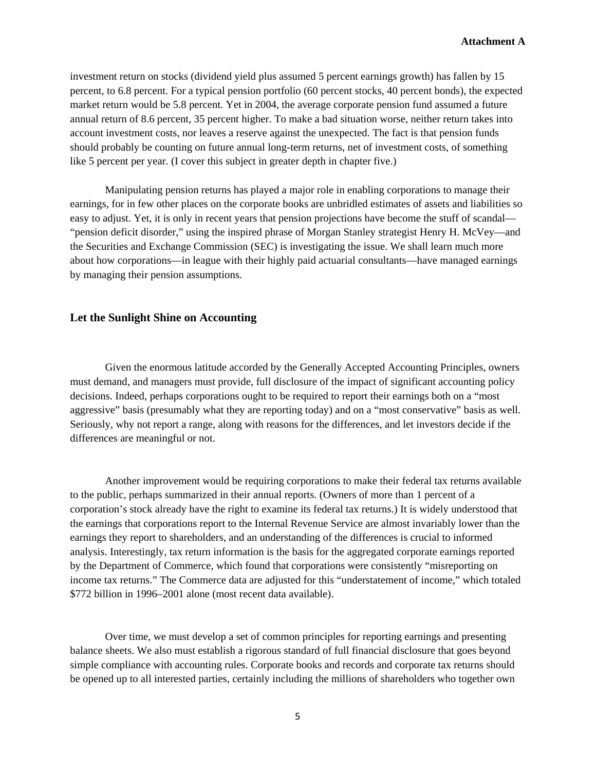investment return on stocks (dividend yield plus assumed 5 percent earnings growth) has fallen by 15 percent, to 6.8 percent. For a typical pension portfolio (60 percent stocks, 40 percent bonds), the expected market return would be 5.8 percent. Yet in 2004, the average corporate pension fund assumed a future annual return of 8.6 percent, 35 percent higher. To make a bad situation worse, neither return takes into account investment costs, nor leaves a reserve against the unexpected. The fact is that pension funds should probably be counting on future annual long-term returns, net of investment costs, of something like 5 percent per year. (I cover this subject in greater depth in chapter five.)

Manipulating pension returns has played a major role in enabling corporations to manage their earnings, for in few other places on the corporate books are unbridled estimates of assets and liabilities so easy to adjust. Yet, it is only in recent years that pension projections have become the stuff of scandal—"pension deficit disorder," using the inspired phrase of Morgan Stanley strategist Henry H. McVey—and the Securities and Exchange Commission (SEC) is investigating the issue. We shall learn much more about how corporations—in league with their highly paid actuarial consultants—have managed earnings by managing their pension assumptions.

## Let the Sunlight Shine on Accounting

Given the enormous latitude accorded by the Generally Accepted Accounting Principles, owners must demand, and managers must provide, full disclosure of the impact of significant accounting policy decisions. Indeed, perhaps corporations ought to be required to report their earnings both on a "most aggressive" basis (presumably what they are reporting today) and on a "most conservative" basis as well. Seriously, why not report a range, along with reasons for the differences, and let investors decide if the differences are meaningful or not.

Another improvement would be requiring corporations to make their federal tax returns available to the public, perhaps summarized in their annual reports. (Owners of more than 1 percent of a corporation's stock already have the right to examine its federal tax returns.) It is widely understood that the earnings that corporations report to the Internal Revenue Service are almost invariably lower than the earnings they report to shareholders, and an understanding of the differences is crucial to informed analysis. Interestingly, tax return information is the basis for the aggregated corporate earnings reported by the Department of Commerce, which found that corporations were consistently "misreporting on income tax returns." The Commerce data are adjusted for this "understatement of income," which totaled $772 billion in 1996–2001 alone (most recent data available).

Over time, we must develop a set of common principles for reporting earnings and presenting balance sheets. We also must establish a rigorous standard of full financial disclosure that goes beyond simple compliance with accounting rules. Corporate books and records and corporate tax returns should be opened up to all interested parties, certainly including the millions of shareholders who together own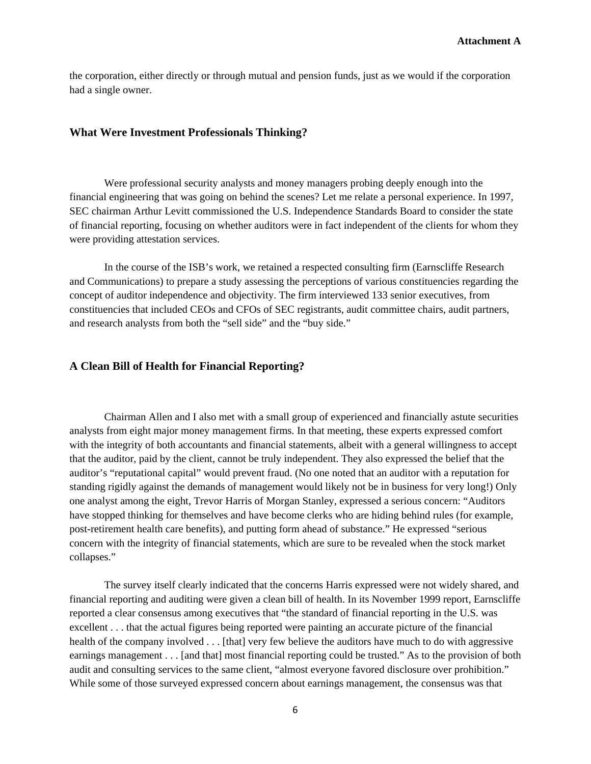the corporation, either directly or through mutual and pension funds, just as we would if the corporation had a single owner.

## What Were Investment Professionals Thinking?

Were professional security analysts and money managers probing deeply enough into the financial engineering that was going on behind the scenes? Let me relate a personal experience. In 1997, SEC chairman Arthur Levitt commissioned the U.S. Independence Standards Board to consider the state of financial reporting, focusing on whether auditors were in fact independent of the clients for whom they were providing attestation services.

In the course of the ISB's work, we retained a respected consulting firm (Earnscliffe Research and Communications) to prepare a study assessing the perceptions of various constituencies regarding the concept of auditor independence and objectivity. The firm interviewed 133 senior executives, from constituencies that included CEOs and CFOs of SEC registrants, audit committee chairs, audit partners, and research analysts from both the "sell side" and the "buy side."

## A Clean Bill of Health for Financial Reporting?

Chairman Allen and I also met with a small group of experienced and financially astute securities analysts from eight major money management firms. In that meeting, these experts expressed comfort with the integrity of both accountants and financial statements, albeit with a general willingness to accept that the auditor, paid by the client, cannot be truly independent. They also expressed the belief that the auditor's "reputational capital" would prevent fraud. (No one noted that an auditor with a reputation for standing rigidly against the demands of management would likely not be in business for very long!) Only one analyst among the eight, Trevor Harris of Morgan Stanley, expressed a serious concern: "Auditors have stopped thinking for themselves and have become clerks who are hiding behind rules (for example, post-retirement health care benefits), and putting form ahead of substance." He expressed "serious concern with the integrity of financial statements, which are sure to be revealed when the stock market collapses."

The survey itself clearly indicated that the concerns Harris expressed were not widely shared, and financial reporting and auditing were given a clean bill of health. In its November 1999 report, Earnscliffe reported a clear consensus among executives that "the standard of financial reporting in the U.S. was excellent . . . that the actual figures being reported were painting an accurate picture of the financial health of the company involved . . . [that] very few believe the auditors have much to do with aggressive earnings management . . . [and that] most financial reporting could be trusted." As to the provision of both audit and consulting services to the same client, "almost everyone favored disclosure over prohibition." While some of those surveyed expressed concern about earnings management, the consensus was that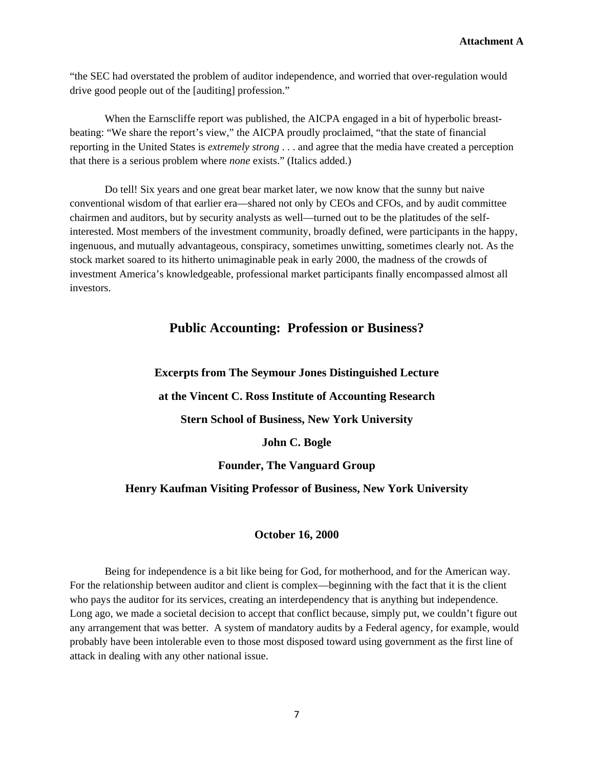"the SEC had overstated the problem of auditor independence, and worried that over-regulation would drive good people out of the [auditing] profession."

When the Earnscliffe report was published, the AICPA engaged in a bit of hyperbolic breast-beating: "We share the report's view," the AICPA proudly proclaimed, "that the state of financial reporting in the United States is *extremely strong* . . . and agree that the media have created a perception that there is a serious problem where *none* exists." (Italics added.)

Do tell! Six years and one great bear market later, we now know that the sunny but naive conventional wisdom of that earlier era—shared not only by CEOs and CFOs, and by audit committee chairmen and auditors, but by security analysts as well—turned out to be the platitudes of the self-interested. Most members of the investment community, broadly defined, were participants in the happy, ingenuous, and mutually advantageous, conspiracy, sometimes unwitting, sometimes clearly not. As the stock market soared to its hitherto unimaginable peak in early 2000, the madness of the crowds of investment America's knowledgeable, professional market participants finally encompassed almost all investors.

## Public Accounting: Profession or Business?

**Excerpts from The Seymour Jones Distinguished Lecture**

**at the Vincent C. Ross Institute of Accounting Research**

**Stern School of Business, New York University**

**John C. Bogle**

**Founder, The Vanguard Group**

**Henry Kaufman Visiting Professor of Business, New York University**

**October 16, 2000**

Being for independence is a bit like being for God, for motherhood, and for the American way. For the relationship between auditor and client is complex—beginning with the fact that it is the client who pays the auditor for its services, creating an interdependency that is anything but independence. Long ago, we made a societal decision to accept that conflict because, simply put, we couldn't figure out any arrangement that was better. A system of mandatory audits by a Federal agency, for example, would probably have been intolerable even to those most disposed toward using government as the first line of attack in dealing with any other national issue.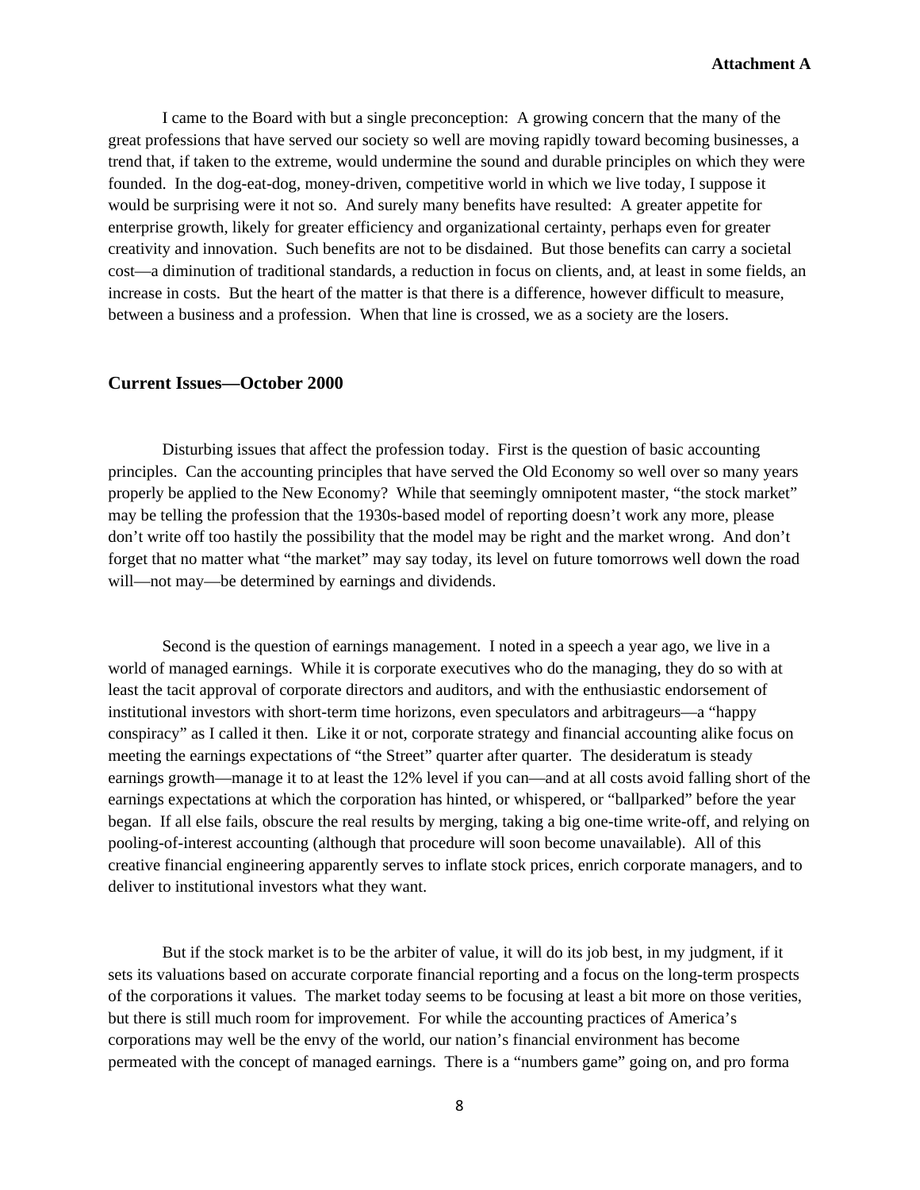**Attachment A**

I came to the Board with but a single preconception: A growing concern that the many of the great professions that have served our society so well are moving rapidly toward becoming businesses, a trend that, if taken to the extreme, would undermine the sound and durable principles on which they were founded. In the dog-eat-dog, money-driven, competitive world in which we live today, I suppose it would be surprising were it not so. And surely many benefits have resulted: A greater appetite for enterprise growth, likely for greater efficiency and organizational certainty, perhaps even for greater creativity and innovation. Such benefits are not to be disdained. But those benefits can carry a societal cost—a diminution of traditional standards, a reduction in focus on clients, and, at least in some fields, an increase in costs. But the heart of the matter is that there is a difference, however difficult to measure, between a business and a profession. When that line is crossed, we as a society are the losers.

### Current Issues—October 2000

Disturbing issues that affect the profession today. First is the question of basic accounting principles. Can the accounting principles that have served the Old Economy so well over so many years properly be applied to the New Economy? While that seemingly omnipotent master, "the stock market" may be telling the profession that the 1930s-based model of reporting doesn't work any more, please don't write off too hastily the possibility that the model may be right and the market wrong. And don't forget that no matter what "the market" may say today, its level on future tomorrows well down the road will—not may—be determined by earnings and dividends.

Second is the question of earnings management. I noted in a speech a year ago, we live in a world of managed earnings. While it is corporate executives who do the managing, they do so with at least the tacit approval of corporate directors and auditors, and with the enthusiastic endorsement of institutional investors with short-term time horizons, even speculators and arbitrageurs—a "happy conspiracy" as I called it then. Like it or not, corporate strategy and financial accounting alike focus on meeting the earnings expectations of "the Street" quarter after quarter. The desideratum is steady earnings growth—manage it to at least the 12% level if you can—and at all costs avoid falling short of the earnings expectations at which the corporation has hinted, or whispered, or "ballparked" before the year began. If all else fails, obscure the real results by merging, taking a big one-time write-off, and relying on pooling-of-interest accounting (although that procedure will soon become unavailable). All of this creative financial engineering apparently serves to inflate stock prices, enrich corporate managers, and to deliver to institutional investors what they want.

But if the stock market is to be the arbiter of value, it will do its job best, in my judgment, if it sets its valuations based on accurate corporate financial reporting and a focus on the long-term prospects of the corporations it values. The market today seems to be focusing at least a bit more on those verities, but there is still much room for improvement. For while the accounting practices of America's corporations may well be the envy of the world, our nation's financial environment has become permeated with the concept of managed earnings. There is a "numbers game" going on, and pro forma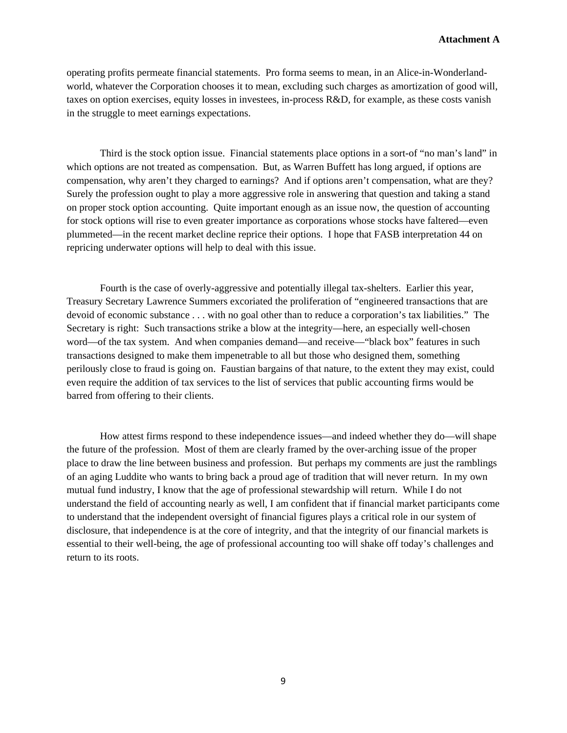operating profits permeate financial statements. Pro forma seems to mean, in an Alice-in-Wonderland-world, whatever the Corporation chooses it to mean, excluding such charges as amortization of good will, taxes on option exercises, equity losses in investees, in-process R&D, for example, as these costs vanish in the struggle to meet earnings expectations.

Third is the stock option issue. Financial statements place options in a sort-of "no man's land" in which options are not treated as compensation. But, as Warren Buffett has long argued, if options are compensation, why aren't they charged to earnings? And if options aren't compensation, what are they? Surely the profession ought to play a more aggressive role in answering that question and taking a stand on proper stock option accounting. Quite important enough as an issue now, the question of accounting for stock options will rise to even greater importance as corporations whose stocks have faltered—even plummeted—in the recent market decline reprice their options. I hope that FASB interpretation 44 on repricing underwater options will help to deal with this issue.

Fourth is the case of overly-aggressive and potentially illegal tax-shelters. Earlier this year, Treasury Secretary Lawrence Summers excoriated the proliferation of "engineered transactions that are devoid of economic substance . . . with no goal other than to reduce a corporation's tax liabilities." The Secretary is right: Such transactions strike a blow at the integrity—here, an especially well-chosen word—of the tax system. And when companies demand—and receive—"black box" features in such transactions designed to make them impenetrable to all but those who designed them, something perilously close to fraud is going on. Faustian bargains of that nature, to the extent they may exist, could even require the addition of tax services to the list of services that public accounting firms would be barred from offering to their clients.

How attest firms respond to these independence issues—and indeed whether they do—will shape the future of the profession. Most of them are clearly framed by the over-arching issue of the proper place to draw the line between business and profession. But perhaps my comments are just the ramblings of an aging Luddite who wants to bring back a proud age of tradition that will never return. In my own mutual fund industry, I know that the age of professional stewardship will return. While I do not understand the field of accounting nearly as well, I am confident that if financial market participants come to understand that the independent oversight of financial figures plays a critical role in our system of disclosure, that independence is at the core of integrity, and that the integrity of our financial markets is essential to their well-being, the age of professional accounting too will shake off today's challenges and return to its roots.